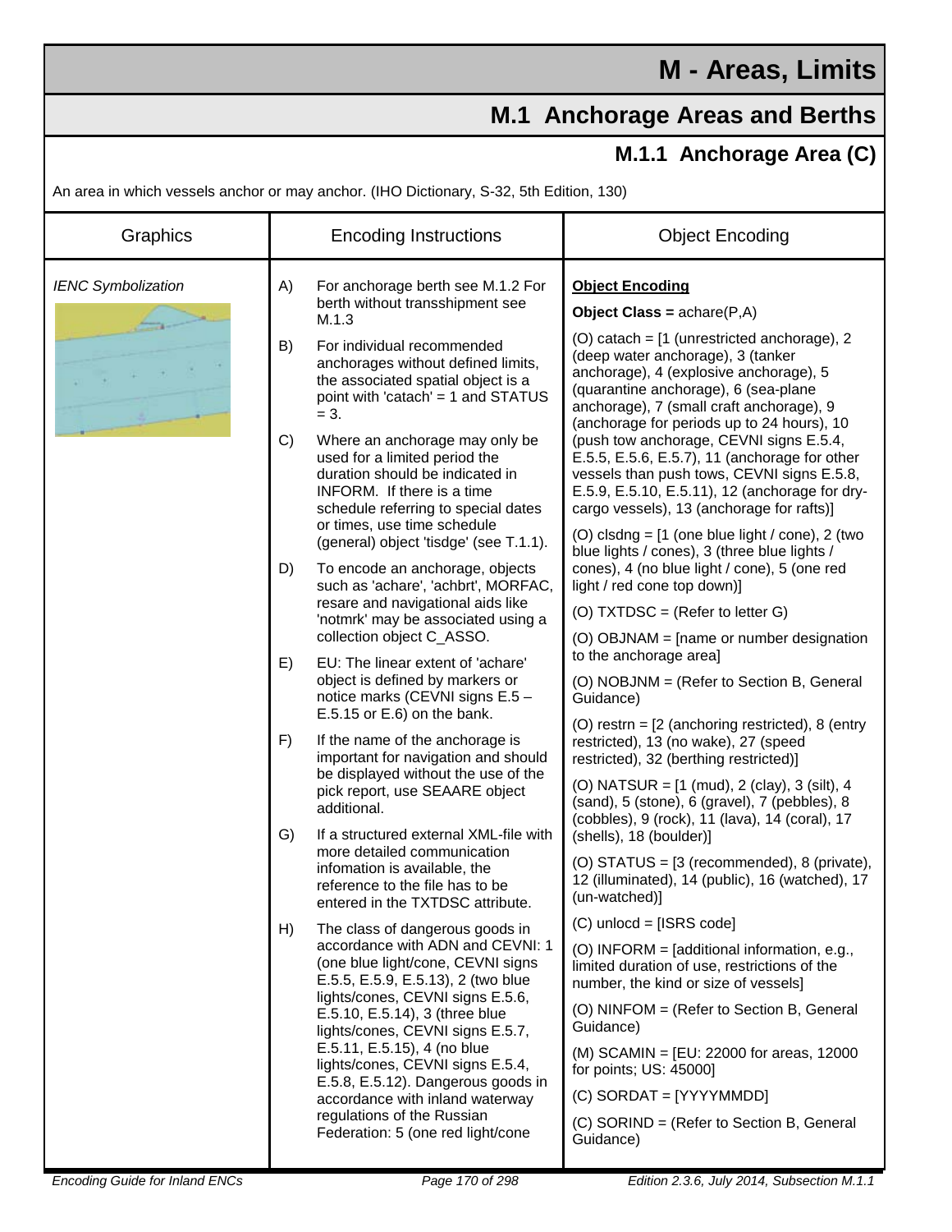# M - Areas, Limits

## M.1 Anchorage Areas and Berths

### M.1.1 Anchorage Area (C)

An area in which vessels anchor or may anchor. (IHO Dictionary, S-32, 5th Edition, 130)

| Graphics | Encoding Instructions | Object Encoding |
|---|---|---|
| *IENC Symbolization* | A) For anchorage berth see M.1.2 For berth without transshipment see M.1.3<br><br>B) For individual recommended anchorages without defined limits, the associated spatial object is a point with 'catach' = 1 and STATUS = 3.<br><br>C) Where an anchorage may only be used for a limited period the duration should be indicated in INFORM. If there is a time schedule referring to special dates or times, use time schedule (general) object 'tisdge' (see T.1.1).<br><br>D) To encode an anchorage, objects such as 'achare', 'achbrt', MORFAC, resare and navigational aids like 'notmrk' may be associated using a collection object C_ASSO.<br><br>E) EU: The linear extent of 'achare' object is defined by markers or notice marks (CEVNI signs E.5 – E.5.15 or E.6) on the bank.<br><br>F) If the name of the anchorage is important for navigation and should be displayed without the use of the pick report, use SEAARE object additional.<br><br>G) If a structured external XML-file with more detailed communication infomation is available, the reference to the file has to be entered in the TXTDSC attribute.<br><br>H) The class of dangerous goods in accordance with ADN and CEVNI: 1 (one blue light/cone, CEVNI signs E.5.5, E.5.9, E.5.13), 2 (two blue lights/cones, CEVNI signs E.5.6, E.5.10, E.5.14), 3 (three blue lights/cones, CEVNI signs E.5.7, E.5.11, E.5.15), 4 (no blue lights/cones, CEVNI signs E.5.4, E.5.8, E.5.12). Dangerous goods in accordance with inland waterway regulations of the Russian Federation: 5 (one red light/cone | **<u>Object Encoding</u>**<br><br>**Object Class =** achare(P,A)<br><br>(O) catach = [1 (unrestricted anchorage), 2 (deep water anchorage), 3 (tanker anchorage), 4 (explosive anchorage), 5 (quarantine anchorage), 6 (sea-plane anchorage), 7 (small craft anchorage), 9 (anchorage for periods up to 24 hours), 10 (push tow anchorage, CEVNI signs E.5.4, E.5.5, E.5.6, E.5.7), 11 (anchorage for other vessels than push tows, CEVNI signs E.5.8, E.5.9, E.5.10, E.5.11), 12 (anchorage for dry-cargo vessels), 13 (anchorage for rafts)]<br><br>(O) clsdng = [1 (one blue light / cone), 2 (two blue lights / cones), 3 (three blue lights / cones), 4 (no blue light / cone), 5 (one red light / red cone top down)]<br><br>(O) TXTDSC = (Refer to letter G)<br><br>(O) OBJNAM = [name or number designation to the anchorage area]<br><br>(O) NOBJNM = (Refer to Section B, General Guidance)<br><br>(O) restrn = [2 (anchoring restricted), 8 (entry restricted), 13 (no wake), 27 (speed restricted), 32 (berthing restricted)]<br><br>(O) NATSUR = [1 (mud), 2 (clay), 3 (silt), 4 (sand), 5 (stone), 6 (gravel), 7 (pebbles), 8 (cobbles), 9 (rock), 11 (lava), 14 (coral), 17 (shells), 18 (boulder)]<br><br>(O) STATUS = [3 (recommended), 8 (private), 12 (illuminated), 14 (public), 16 (watched), 17 (un-watched)]<br><br>(C) unlocd = [ISRS code]<br><br>(O) INFORM = [additional information, e.g., limited duration of use, restrictions of the number, the kind or size of vessels]<br><br>(O) NINFOM = (Refer to Section B, General Guidance)<br><br>(M) SCAMIN = [EU: 22000 for areas, 12000 for points; US: 45000]<br><br>(C) SORDAT = [YYYYMMDD]<br><br>(C) SORIND = (Refer to Section B, General Guidance) |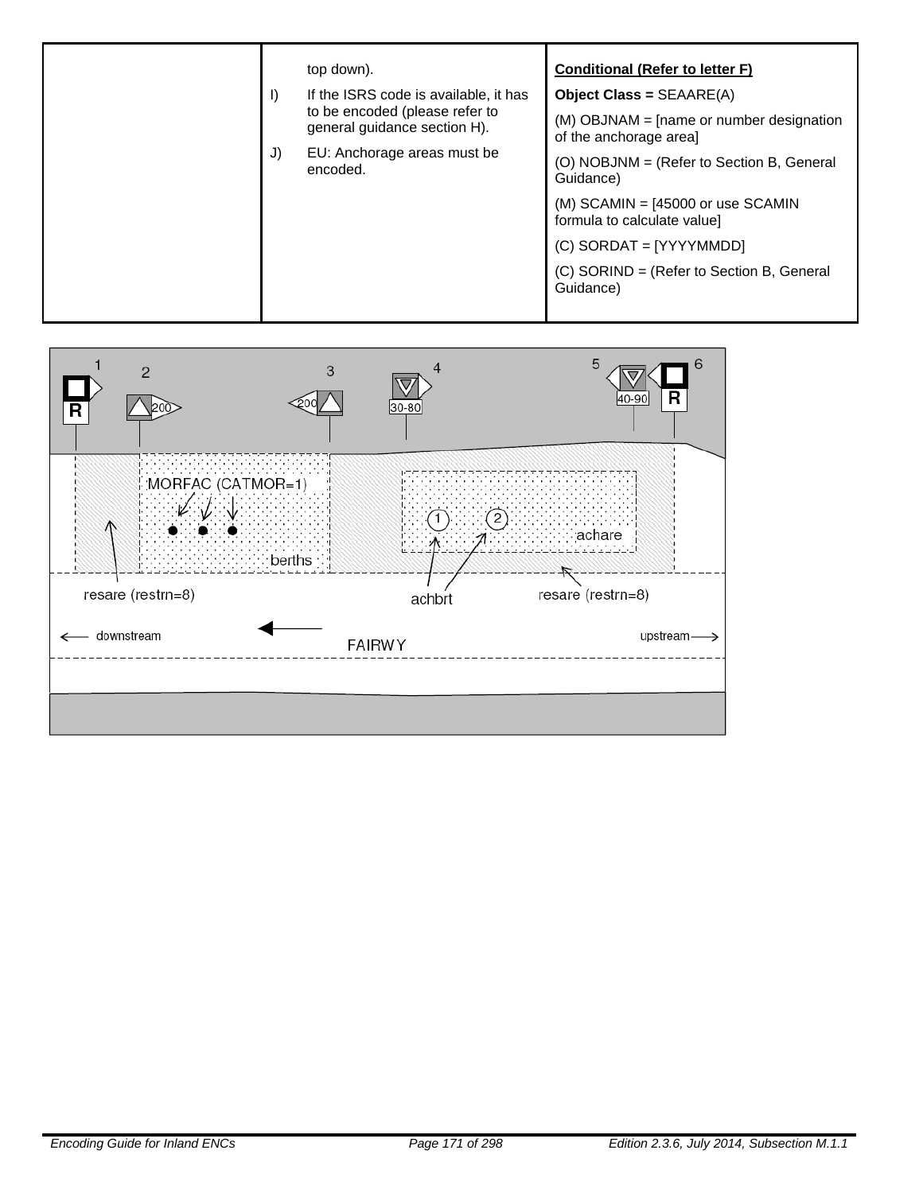| | | |
|---|---|---|
| | top down).<br>I) If the ISRS code is available, it has to be encoded (please refer to general guidance section H).<br>J) EU: Anchorage areas must be encoded. | **Conditional (Refer to letter F)**<br>**Object Class =** SEAARE(A)<br>(M) OBJNAM = [name or number designation of the anchorage area]<br>(O) NOBJNM = (Refer to Section B, General Guidance)<br>(M) SCAMIN = [45000 or use SCAMIN formula to calculate value]<br>(C) SORDAT = [YYYYMMDD]<br>(C) SORIND = (Refer to Section B, General Guidance) |

1
2
3
4
5
6
R
200
200
30-80
40-90
R
MORFAC (CATMOR=1)
berths
achare
achbrt
resare (restrn=8)
resare (restrn=8)
downstream
FAIRWY
upstream